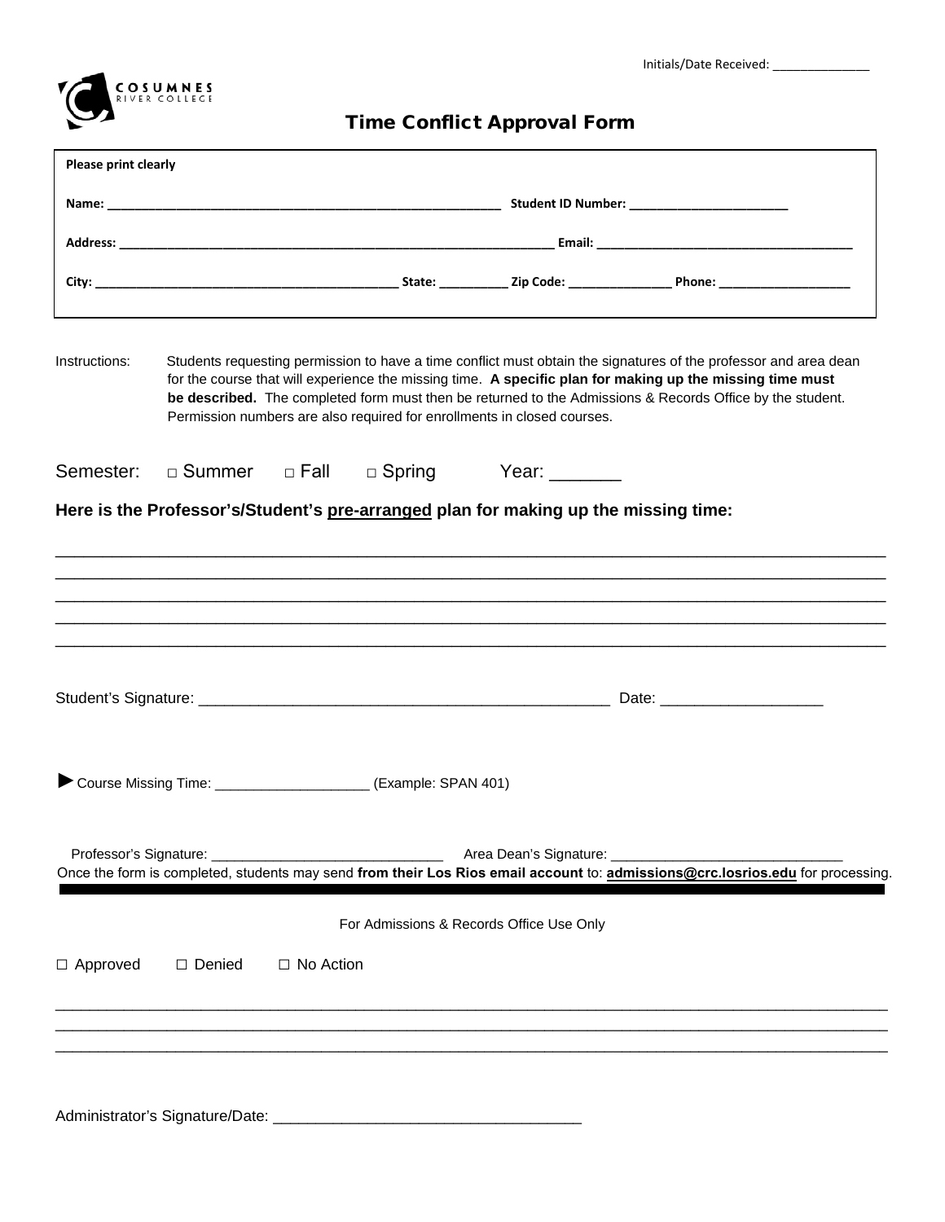Initials/Date Received: _____________

COSUMNES RIVER COLLEGE

# Time Conflict Approval Form

**Please print clearly**

**Name:** ________________________________________________ **Student ID Number:** ____________________

**Address:** ______________________________________________________ **Email:** ________________________________

**City:** ____________________________________ **State:** _________ **Zip Code:** _____________ **Phone:** _________________

Instructions: Students requesting permission to have a time conflict must obtain the signatures of the professor and area dean for the course that will experience the missing time. **A specific plan for making up the missing time must be described.** The completed form must then be returned to the Admissions & Records Office by the student. Permission numbers are also required for enrollments in closed courses.

Semester: □ Summer □ Fall □ Spring Year: _______

**Here is the Professor's/Student's pre-arranged plan for making up the missing time:**

______________________________________________________________________________

______________________________________________________________________________

______________________________________________________________________________

______________________________________________________________________________

______________________________________________________________________________

Student's Signature: ____________________________________________ Date: ___________________

► Course Missing Time: ___________________ (Example: SPAN 401)

Professor's Signature: ____________________________ Area Dean's Signature: ____________________________

Once the form is completed, students may send **from their Los Rios email account** to: **admissions@crc.losrios.edu** for processing.

---

For Admissions & Records Office Use Only

☐ Approved ☐ Denied ☐ No Action

______________________________________________________________________________

______________________________________________________________________________

______________________________________________________________________________

Administrator's Signature/Date: ___________________________________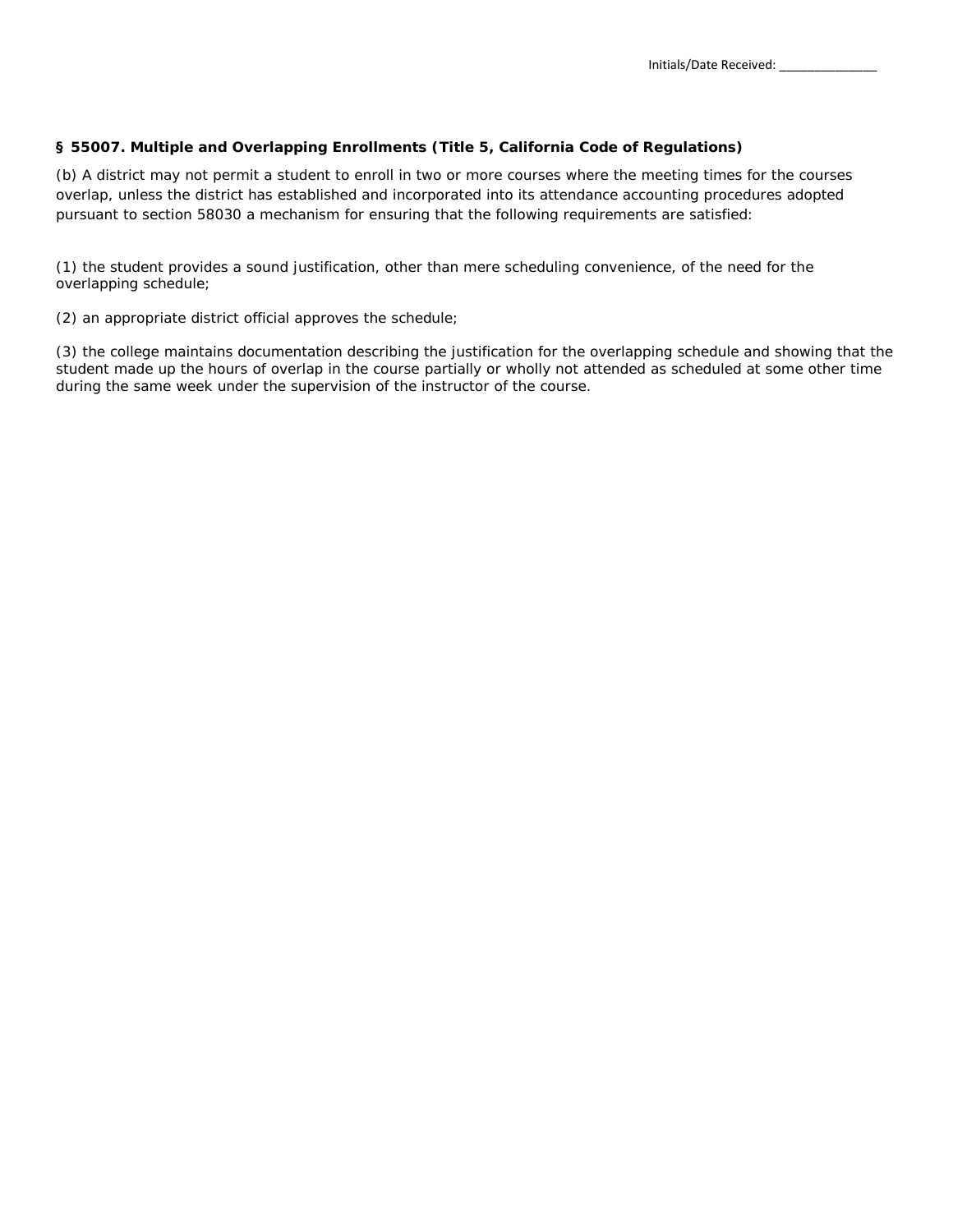Initials/Date Received: _______________

**§ 55007. Multiple and Overlapping Enrollments (Title 5, California Code of Regulations)**

(b) A district may not permit a student to enroll in two or more courses where the meeting times for the courses overlap, unless the district has established and incorporated into its attendance accounting procedures adopted pursuant to section 58030 a mechanism for ensuring that the following requirements are satisfied:

(1) the student provides a sound justification, other than mere scheduling convenience, of the need for the overlapping schedule;

(2) an appropriate district official approves the schedule;

(3) the college maintains documentation describing the justification for the overlapping schedule and showing that the student made up the hours of overlap in the course partially or wholly not attended as scheduled at some other time during the same week under the supervision of the instructor of the course.